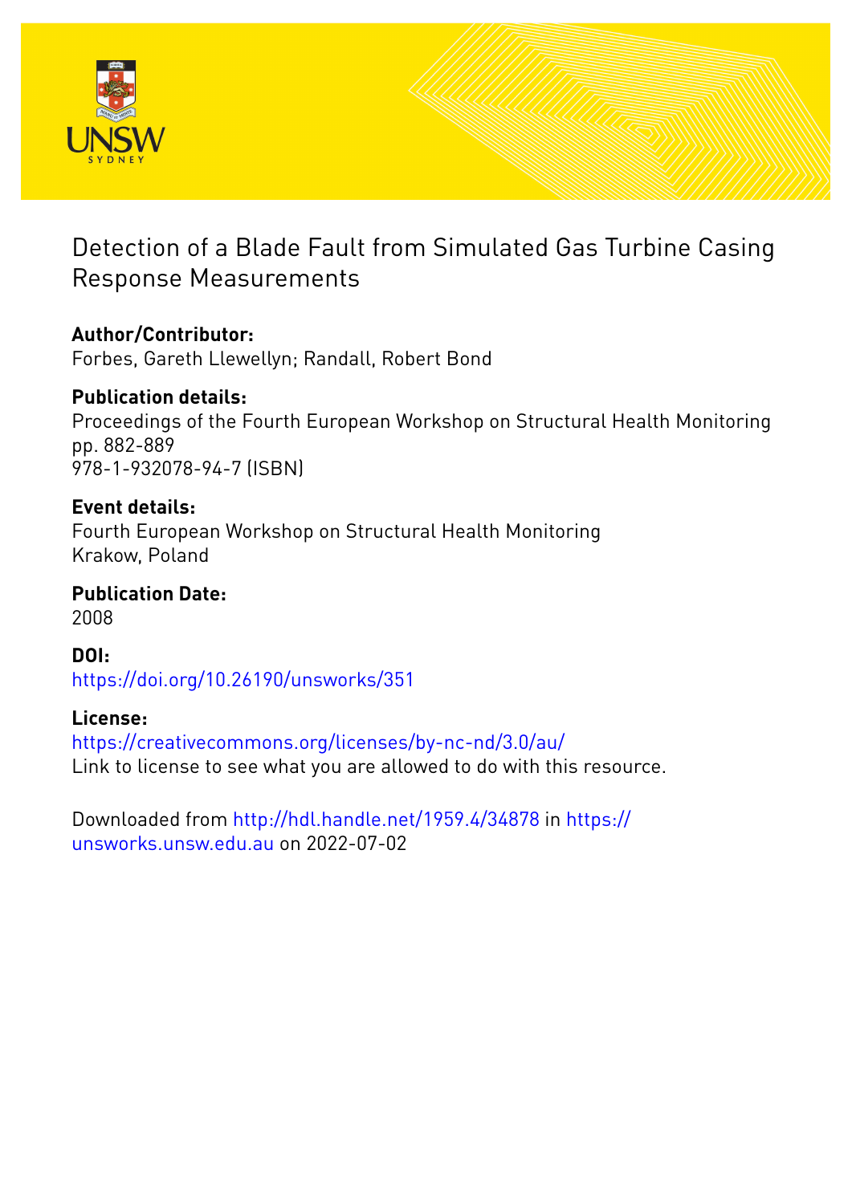# Detection of a Blade Fault from Simulated Gas Turbine Casing Response Measurements

**Author/Contributor:**
Forbes, Gareth Llewellyn; Randall, Robert Bond

**Publication details:**
Proceedings of the Fourth European Workshop on Structural Health Monitoring
pp. 882-889
978-1-932078-94-7 (ISBN)

**Event details:**
Fourth European Workshop on Structural Health Monitoring
Krakow, Poland

**Publication Date:**
2008

**DOI:**
https://doi.org/10.26190/unsworks/351

**License:**
https://creativecommons.org/licenses/by-nc-nd/3.0/au/
Link to license to see what you are allowed to do with this resource.

Downloaded from http://hdl.handle.net/1959.4/34878 in https://unsworks.unsw.edu.au on 2022-07-02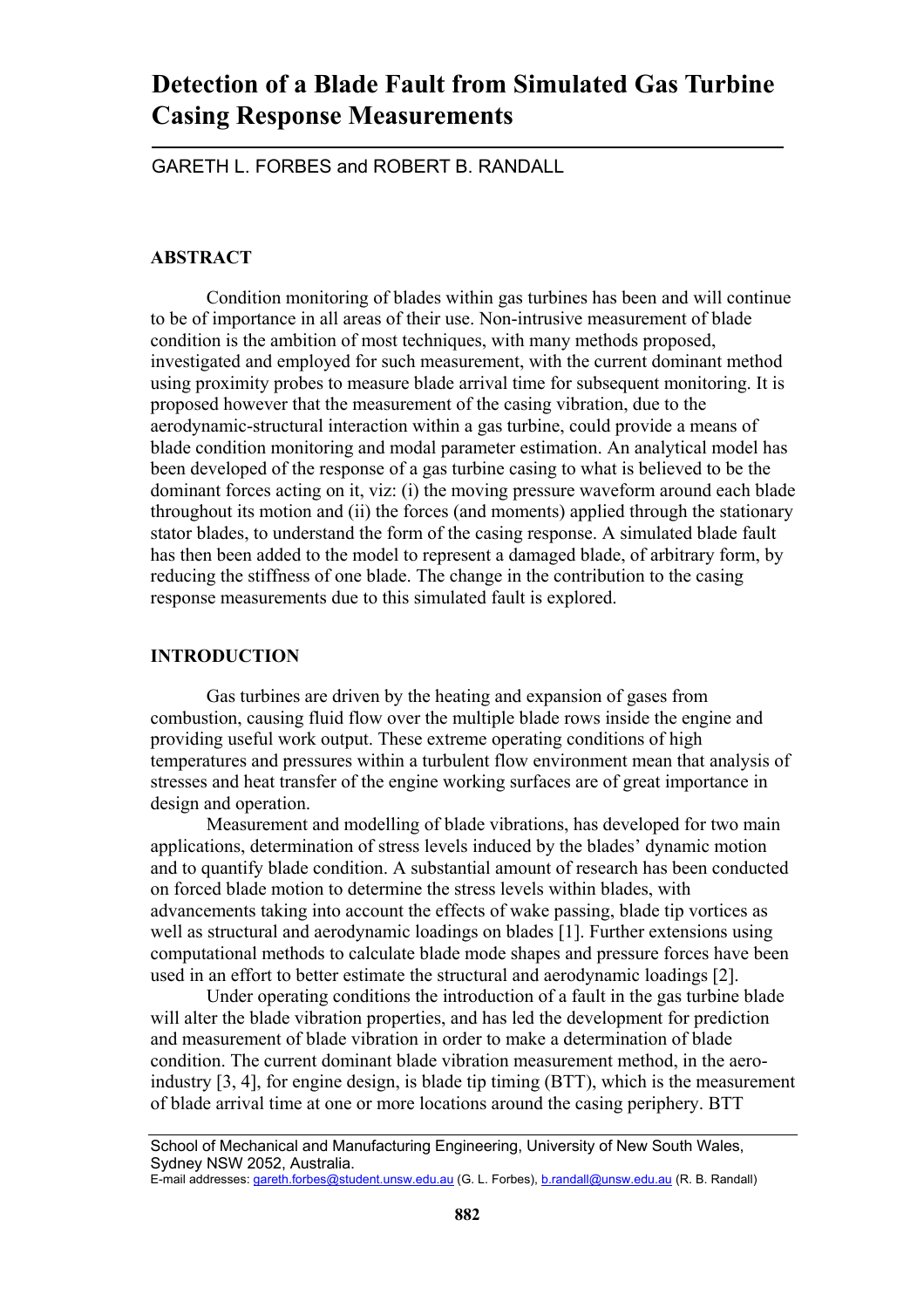# Detection of a Blade Fault from Simulated Gas Turbine Casing Response Measurements

GARETH L. FORBES and ROBERT B. RANDALL

## ABSTRACT

Condition monitoring of blades within gas turbines has been and will continue to be of importance in all areas of their use. Non-intrusive measurement of blade condition is the ambition of most techniques, with many methods proposed, investigated and employed for such measurement, with the current dominant method using proximity probes to measure blade arrival time for subsequent monitoring. It is proposed however that the measurement of the casing vibration, due to the aerodynamic-structural interaction within a gas turbine, could provide a means of blade condition monitoring and modal parameter estimation. An analytical model has been developed of the response of a gas turbine casing to what is believed to be the dominant forces acting on it, viz: (i) the moving pressure waveform around each blade throughout its motion and (ii) the forces (and moments) applied through the stationary stator blades, to understand the form of the casing response. A simulated blade fault has then been added to the model to represent a damaged blade, of arbitrary form, by reducing the stiffness of one blade. The change in the contribution to the casing response measurements due to this simulated fault is explored.

## INTRODUCTION

Gas turbines are driven by the heating and expansion of gases from combustion, causing fluid flow over the multiple blade rows inside the engine and providing useful work output. These extreme operating conditions of high temperatures and pressures within a turbulent flow environment mean that analysis of stresses and heat transfer of the engine working surfaces are of great importance in design and operation.

Measurement and modelling of blade vibrations, has developed for two main applications, determination of stress levels induced by the blades' dynamic motion and to quantify blade condition. A substantial amount of research has been conducted on forced blade motion to determine the stress levels within blades, with advancements taking into account the effects of wake passing, blade tip vortices as well as structural and aerodynamic loadings on blades [1]. Further extensions using computational methods to calculate blade mode shapes and pressure forces have been used in an effort to better estimate the structural and aerodynamic loadings [2].

Under operating conditions the introduction of a fault in the gas turbine blade will alter the blade vibration properties, and has led the development for prediction and measurement of blade vibration in order to make a determination of blade condition. The current dominant blade vibration measurement method, in the aero-industry [3, 4], for engine design, is blade tip timing (BTT), which is the measurement of blade arrival time at one or more locations around the casing periphery. BTT

---

School of Mechanical and Manufacturing Engineering, University of New South Wales, Sydney NSW 2052, Australia.
E-mail addresses: gareth.forbes@student.unsw.edu.au (G. L. Forbes), b.randall@unsw.edu.au (R. B. Randall)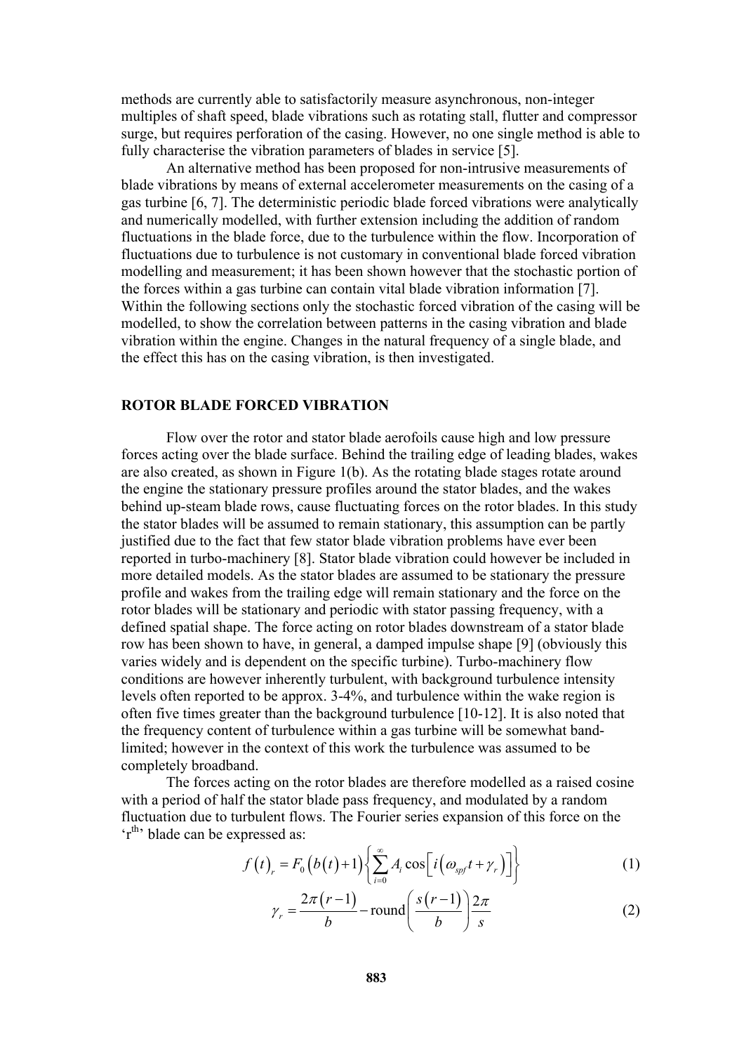methods are currently able to satisfactorily measure asynchronous, non-integer multiples of shaft speed, blade vibrations such as rotating stall, flutter and compressor surge, but requires perforation of the casing. However, no one single method is able to fully characterise the vibration parameters of blades in service [5].

An alternative method has been proposed for non-intrusive measurements of blade vibrations by means of external accelerometer measurements on the casing of a gas turbine [6, 7]. The deterministic periodic blade forced vibrations were analytically and numerically modelled, with further extension including the addition of random fluctuations in the blade force, due to the turbulence within the flow. Incorporation of fluctuations due to turbulence is not customary in conventional blade forced vibration modelling and measurement; it has been shown however that the stochastic portion of the forces within a gas turbine can contain vital blade vibration information [7]. Within the following sections only the stochastic forced vibration of the casing will be modelled, to show the correlation between patterns in the casing vibration and blade vibration within the engine. Changes in the natural frequency of a single blade, and the effect this has on the casing vibration, is then investigated.

## ROTOR BLADE FORCED VIBRATION

Flow over the rotor and stator blade aerofoils cause high and low pressure forces acting over the blade surface. Behind the trailing edge of leading blades, wakes are also created, as shown in Figure 1(b). As the rotating blade stages rotate around the engine the stationary pressure profiles around the stator blades, and the wakes behind up-steam blade rows, cause fluctuating forces on the rotor blades. In this study the stator blades will be assumed to remain stationary, this assumption can be partly justified due to the fact that few stator blade vibration problems have ever been reported in turbo-machinery [8]. Stator blade vibration could however be included in more detailed models. As the stator blades are assumed to be stationary the pressure profile and wakes from the trailing edge will remain stationary and the force on the rotor blades will be stationary and periodic with stator passing frequency, with a defined spatial shape. The force acting on rotor blades downstream of a stator blade row has been shown to have, in general, a damped impulse shape [9] (obviously this varies widely and is dependent on the specific turbine). Turbo-machinery flow conditions are however inherently turbulent, with background turbulence intensity levels often reported to be approx. 3-4%, and turbulence within the wake region is often five times greater than the background turbulence [10-12]. It is also noted that the frequency content of turbulence within a gas turbine will be somewhat band-limited; however in the context of this work the turbulence was assumed to be completely broadband.

The forces acting on the rotor blades are therefore modelled as a raised cosine with a period of half the stator blade pass frequency, and modulated by a random fluctuation due to turbulent flows. The Fourier series expansion of this force on the '$r^{th}$' blade can be expressed as:

$$f(t)_r = F_0\left(b(t)+1\right)\left\{\sum_{i=0}^{\infty} A_i \cos\left[i\left(\omega_{spf}t+\gamma_r\right)\right]\right\} \tag{1}$$

$$\gamma_r = \frac{2\pi(r-1)}{b} - \text{round}\left(\frac{s(r-1)}{b}\right)\frac{2\pi}{s} \tag{2}$$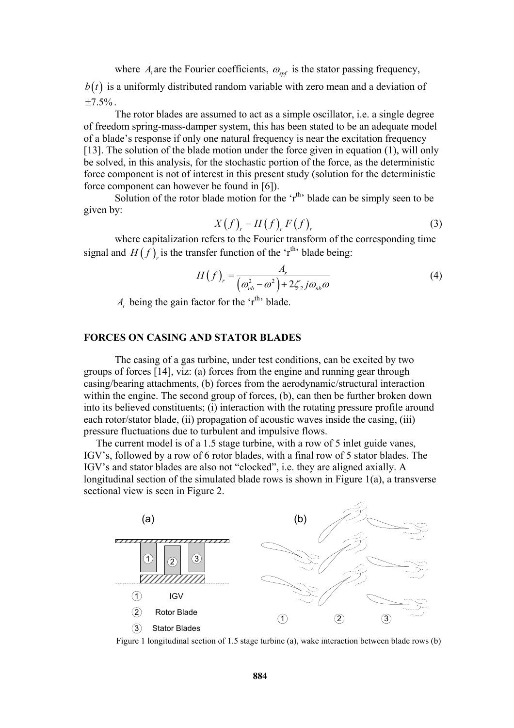where $A_i$ are the Fourier coefficients, $\omega_{spf}$ is the stator passing frequency, $b(t)$ is a uniformly distributed random variable with zero mean and a deviation of $\pm 7.5\%$.

The rotor blades are assumed to act as a simple oscillator, i.e. a single degree of freedom spring-mass-damper system, this has been stated to be an adequate model of a blade's response if only one natural frequency is near the excitation frequency [13]. The solution of the blade motion under the force given in equation (1), will only be solved, in this analysis, for the stochastic portion of the force, as the deterministic force component is not of interest in this present study (solution for the deterministic force component can however be found in [6]).

Solution of the rotor blade motion for the 'r[th]' blade can be simply seen to be given by:

$$X(f)_r = H(f)_r F(f)_r \tag{3}$$

where capitalization refers to the Fourier transform of the corresponding time signal and $H(f)_r$ is the transfer function of the 'r[th]' blade being:

$$H(f)_r = \frac{A_r}{\left(\omega_{nb}^2 - \omega^2\right) + 2\zeta_2 j\omega_{nb}\omega} \tag{4}$$

$A_r$ being the gain factor for the 'r[th]' blade.

## FORCES ON CASING AND STATOR BLADES

The casing of a gas turbine, under test conditions, can be excited by two groups of forces [14], viz: (a) forces from the engine and running gear through casing/bearing attachments, (b) forces from the aerodynamic/structural interaction within the engine. The second group of forces, (b), can then be further broken down into its believed constituents; (i) interaction with the rotating pressure profile around each rotor/stator blade, (ii) propagation of acoustic waves inside the casing, (iii) pressure fluctuations due to turbulent and impulsive flows.

The current model is of a 1.5 stage turbine, with a row of 5 inlet guide vanes, IGV's, followed by a row of 6 rotor blades, with a final row of 5 stator blades. The IGV's and stator blades are also not "clocked", i.e. they are aligned axially. A longitudinal section of the simulated blade rows is shown in Figure 1(a), a transverse sectional view is seen in Figure 2.

Figure 1 longitudinal section of 1.5 stage turbine (a), wake interaction between blade rows (b)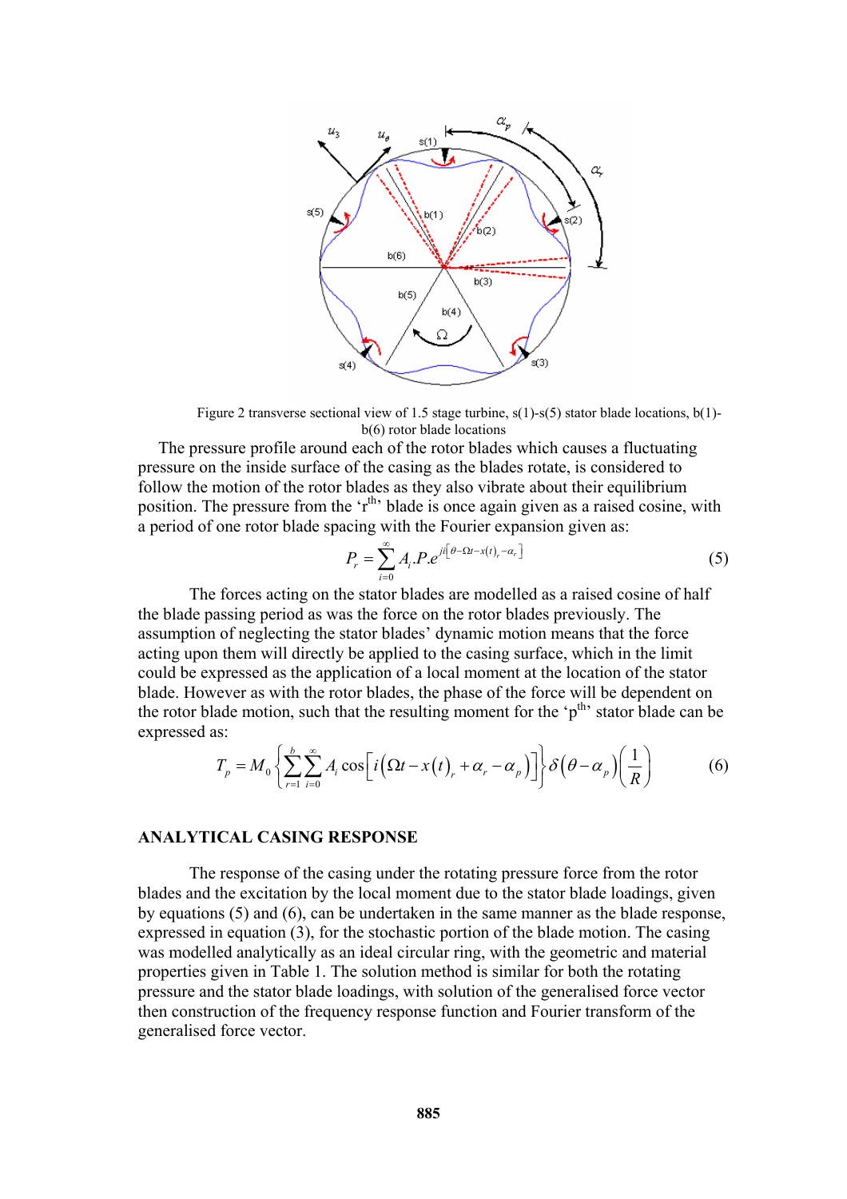Figure 2 transverse sectional view of 1.5 stage turbine, s(1)-s(5) stator blade locations, b(1)-b(6) rotor blade locations

The pressure profile around each of the rotor blades which causes a fluctuating pressure on the inside surface of the casing as the blades rotate, is considered to follow the motion of the rotor blades as they also vibrate about their equilibrium position. The pressure from the 'r$^{\text{th}}$' blade is once again given as a raised cosine, with a period of one rotor blade spacing with the Fourier expansion given as:

$$P_r = \sum_{i=0}^{\infty} A_i . P . e^{ji\left[\theta - \Omega t - x(t)_r - \alpha_r\right]} \tag{5}$$

The forces acting on the stator blades are modelled as a raised cosine of half the blade passing period as was the force on the rotor blades previously. The assumption of neglecting the stator blades' dynamic motion means that the force acting upon them will directly be applied to the casing surface, which in the limit could be expressed as the application of a local moment at the location of the stator blade. However as with the rotor blades, the phase of the force will be dependent on the rotor blade motion, such that the resulting moment for the 'p$^{\text{th}}$' stator blade can be expressed as:

$$T_p = M_0 \left\{ \sum_{r=1}^{b} \sum_{i=0}^{\infty} A_i \cos\left[ i\left( \Omega t - x(t)_r + \alpha_r - \alpha_p \right) \right] \right\} \delta\left( \theta - \alpha_p \right) \left( \frac{1}{R} \right) \tag{6}$$

## ANALYTICAL CASING RESPONSE

The response of the casing under the rotating pressure force from the rotor blades and the excitation by the local moment due to the stator blade loadings, given by equations (5) and (6), can be undertaken in the same manner as the blade response, expressed in equation (3), for the stochastic portion of the blade motion. The casing was modelled analytically as an ideal circular ring, with the geometric and material properties given in Table 1. The solution method is similar for both the rotating pressure and the stator blade loadings, with solution of the generalised force vector then construction of the frequency response function and Fourier transform of the generalised force vector.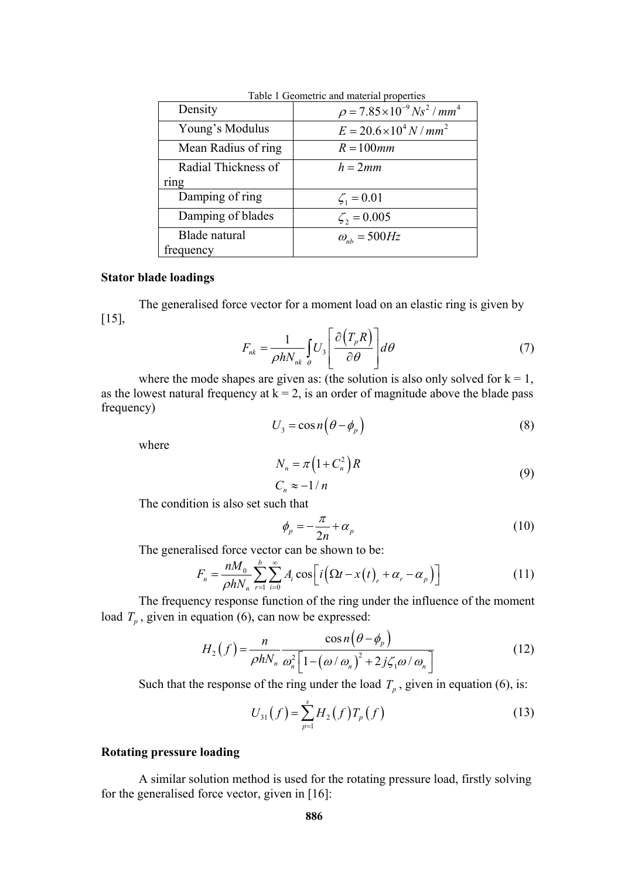Table 1 Geometric and material properties

| Density | $\rho = 7.85 \times 10^{-9} Ns^2/mm^4$ |
|---|---|
| Young's Modulus | $E = 20.6 \times 10^4 N/mm^2$ |
| Mean Radius of ring | $R = 100mm$ |
| Radial Thickness of ring | $h = 2mm$ |
| Damping of ring | $\zeta_1 = 0.01$ |
| Damping of blades | $\zeta_2 = 0.005$ |
| Blade natural frequency | $\omega_{nb} = 500Hz$ |

**Stator blade loadings**

The generalised force vector for a moment load on an elastic ring is given by [15],

$$F_{nk} = \frac{1}{\rho h N_{nk}} \int_{\theta} U_3 \left[ \frac{\partial (T_p R)}{\partial \theta} \right] d\theta \tag{7}$$

where the mode shapes are given as: (the solution is also only solved for k = 1, as the lowest natural frequency at k = 2, is an order of magnitude above the blade pass frequency)

$$U_3 = \cos n(\theta - \phi_p) \tag{8}$$

where

$$N_n = \pi (1 + C_n^2) R$$
$$C_n \approx -1/n \tag{9}$$

The condition is also set such that

$$\phi_p = -\frac{\pi}{2n} + \alpha_p \tag{10}$$

The generalised force vector can be shown to be:

$$F_n = \frac{nM_0}{\rho h N_n} \sum_{r=1}^{b} \sum_{i=0}^{\infty} A_i \cos\left[ i \left( \Omega t - x(t)_r + \alpha_r - \alpha_p \right) \right] \tag{11}$$

The frequency response function of the ring under the influence of the moment load $T_p$, given in equation (6), can now be expressed:

$$H_2(f) = \frac{n}{\rho h N_n} \frac{\cos n(\theta - \phi_p)}{\omega_n^2 \left[ 1 - (\omega/\omega_n)^2 + 2j\zeta_1 \omega/\omega_n \right]} \tag{12}$$

Such that the response of the ring under the load $T_p$, given in equation (6), is:

$$U_{31}(f) = \sum_{p=1}^{s} H_2(f) T_p(f) \tag{13}$$

**Rotating pressure loading**

A similar solution method is used for the rotating pressure load, firstly solving for the generalised force vector, given in [16]: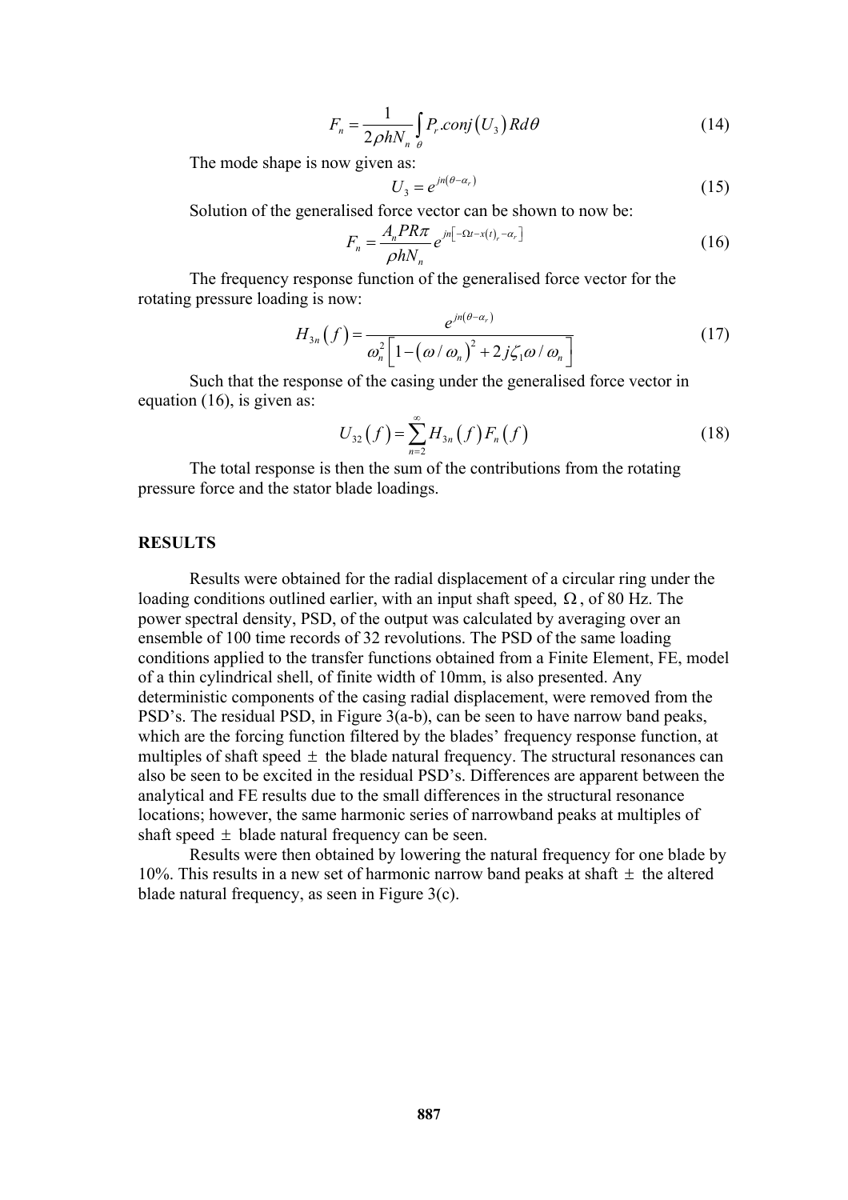$$F_n = \frac{1}{2\rho h N_n} \int_{\theta} P_r.conj\left(U_3\right) R d\theta \tag{14}$$

The mode shape is now given as:

$$U_3 = e^{jn\left(\theta - \alpha_r\right)} \tag{15}$$

Solution of the generalised force vector can be shown to now be:

$$F_n = \frac{A_n P R \pi}{\rho h N_n} e^{jn\left[-\Omega t - x(t)_r - \alpha_r\right]} \tag{16}$$

The frequency response function of the generalised force vector for the rotating pressure loading is now:

$$H_{3n}\left(f\right) = \frac{e^{jn\left(\theta - \alpha_r\right)}}{\omega_n^2 \left[1 - \left(\omega / \omega_n\right)^2 + 2 j \zeta_1 \omega / \omega_n\right]} \tag{17}$$

Such that the response of the casing under the generalised force vector in equation (16), is given as:

$$U_{32}\left(f\right) = \sum_{n=2}^{\infty} H_{3n}\left(f\right) F_n\left(f\right) \tag{18}$$

The total response is then the sum of the contributions from the rotating pressure force and the stator blade loadings.

## RESULTS

Results were obtained for the radial displacement of a circular ring under the loading conditions outlined earlier, with an input shaft speed, $\Omega$, of 80 Hz. The power spectral density, PSD, of the output was calculated by averaging over an ensemble of 100 time records of 32 revolutions. The PSD of the same loading conditions applied to the transfer functions obtained from a Finite Element, FE, model of a thin cylindrical shell, of finite width of 10mm, is also presented. Any deterministic components of the casing radial displacement, were removed from the PSD's. The residual PSD, in Figure 3(a-b), can be seen to have narrow band peaks, which are the forcing function filtered by the blades' frequency response function, at multiples of shaft speed $\pm$ the blade natural frequency. The structural resonances can also be seen to be excited in the residual PSD's. Differences are apparent between the analytical and FE results due to the small differences in the structural resonance locations; however, the same harmonic series of narrowband peaks at multiples of shaft speed $\pm$ blade natural frequency can be seen.

Results were then obtained by lowering the natural frequency for one blade by 10%. This results in a new set of harmonic narrow band peaks at shaft $\pm$ the altered blade natural frequency, as seen in Figure 3(c).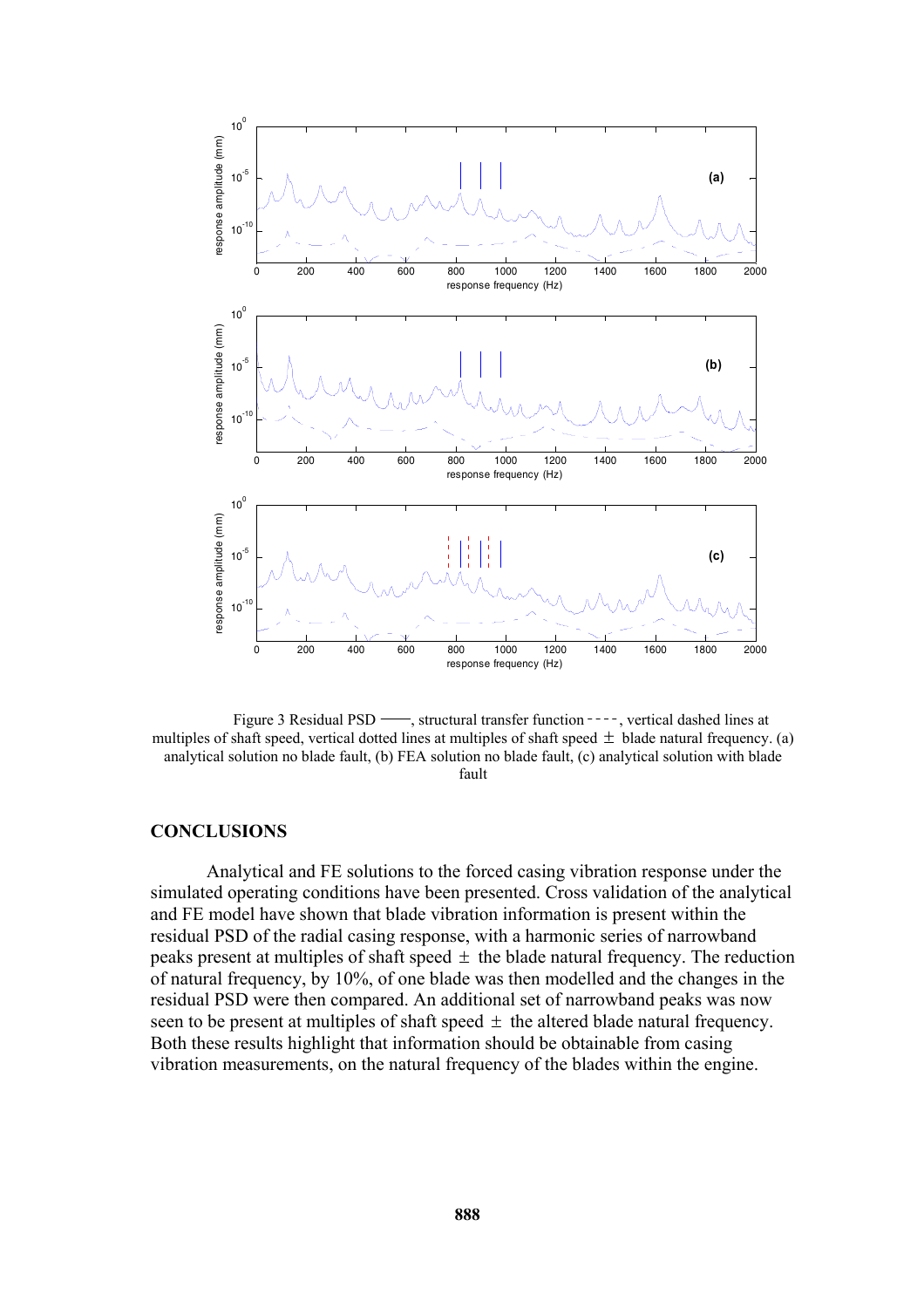Figure 3 Residual PSD ——, structural transfer function - - - -, vertical dashed lines at multiples of shaft speed, vertical dotted lines at multiples of shaft speed ± blade natural frequency. (a) analytical solution no blade fault, (b) FEA solution no blade fault, (c) analytical solution with blade fault

## CONCLUSIONS

Analytical and FE solutions to the forced casing vibration response under the simulated operating conditions have been presented. Cross validation of the analytical and FE model have shown that blade vibration information is present within the residual PSD of the radial casing response, with a harmonic series of narrowband peaks present at multiples of shaft speed ± the blade natural frequency. The reduction of natural frequency, by 10%, of one blade was then modelled and the changes in the residual PSD were then compared. An additional set of narrowband peaks was now seen to be present at multiples of shaft speed ± the altered blade natural frequency. Both these results highlight that information should be obtainable from casing vibration measurements, on the natural frequency of the blades within the engine.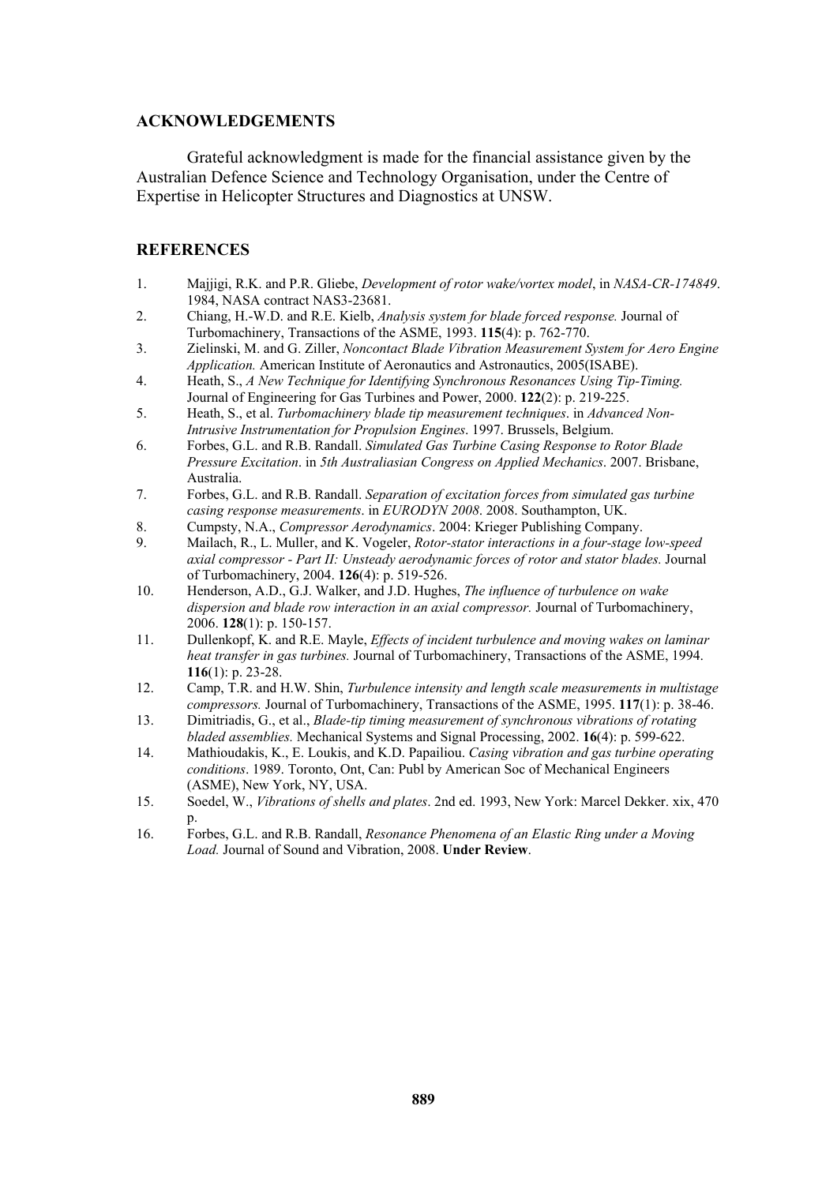## ACKNOWLEDGEMENTS

Grateful acknowledgment is made for the financial assistance given by the Australian Defence Science and Technology Organisation, under the Centre of Expertise in Helicopter Structures and Diagnostics at UNSW.

## REFERENCES

1. Majjigi, R.K. and P.R. Gliebe, *Development of rotor wake/vortex model*, in *NASA-CR-174849*. 1984, NASA contract NAS3-23681.
2. Chiang, H.-W.D. and R.E. Kielb, *Analysis system for blade forced response.* Journal of Turbomachinery, Transactions of the ASME, 1993. **115**(4): p. 762-770.
3. Zielinski, M. and G. Ziller, *Noncontact Blade Vibration Measurement System for Aero Engine Application.* American Institute of Aeronautics and Astronautics, 2005(ISABE).
4. Heath, S., *A New Technique for Identifying Synchronous Resonances Using Tip-Timing.* Journal of Engineering for Gas Turbines and Power, 2000. **122**(2): p. 219-225.
5. Heath, S., et al. *Turbomachinery blade tip measurement techniques*. in *Advanced Non-Intrusive Instrumentation for Propulsion Engines*. 1997. Brussels, Belgium.
6. Forbes, G.L. and R.B. Randall. *Simulated Gas Turbine Casing Response to Rotor Blade Pressure Excitation*. in *5th Australiasian Congress on Applied Mechanics*. 2007. Brisbane, Australia.
7. Forbes, G.L. and R.B. Randall. *Separation of excitation forces from simulated gas turbine casing response measurements*. in *EURODYN 2008*. 2008. Southampton, UK.
8. Cumpsty, N.A., *Compressor Aerodynamics*. 2004: Krieger Publishing Company.
9. Mailach, R., L. Muller, and K. Vogeler, *Rotor-stator interactions in a four-stage low-speed axial compressor - Part II: Unsteady aerodynamic forces of rotor and stator blades.* Journal of Turbomachinery, 2004. **126**(4): p. 519-526.
10. Henderson, A.D., G.J. Walker, and J.D. Hughes, *The influence of turbulence on wake dispersion and blade row interaction in an axial compressor.* Journal of Turbomachinery, 2006. **128**(1): p. 150-157.
11. Dullenkopf, K. and R.E. Mayle, *Effects of incident turbulence and moving wakes on laminar heat transfer in gas turbines.* Journal of Turbomachinery, Transactions of the ASME, 1994. **116**(1): p. 23-28.
12. Camp, T.R. and H.W. Shin, *Turbulence intensity and length scale measurements in multistage compressors.* Journal of Turbomachinery, Transactions of the ASME, 1995. **117**(1): p. 38-46.
13. Dimitriadis, G., et al., *Blade-tip timing measurement of synchronous vibrations of rotating bladed assemblies.* Mechanical Systems and Signal Processing, 2002. **16**(4): p. 599-622.
14. Mathioudakis, K., E. Loukis, and K.D. Papailiou. *Casing vibration and gas turbine operating conditions*. 1989. Toronto, Ont, Can: Publ by American Soc of Mechanical Engineers (ASME), New York, NY, USA.
15. Soedel, W., *Vibrations of shells and plates*. 2nd ed. 1993, New York: Marcel Dekker. xix, 470 p.
16. Forbes, G.L. and R.B. Randall, *Resonance Phenomena of an Elastic Ring under a Moving Load.* Journal of Sound and Vibration, 2008. **Under Review**.